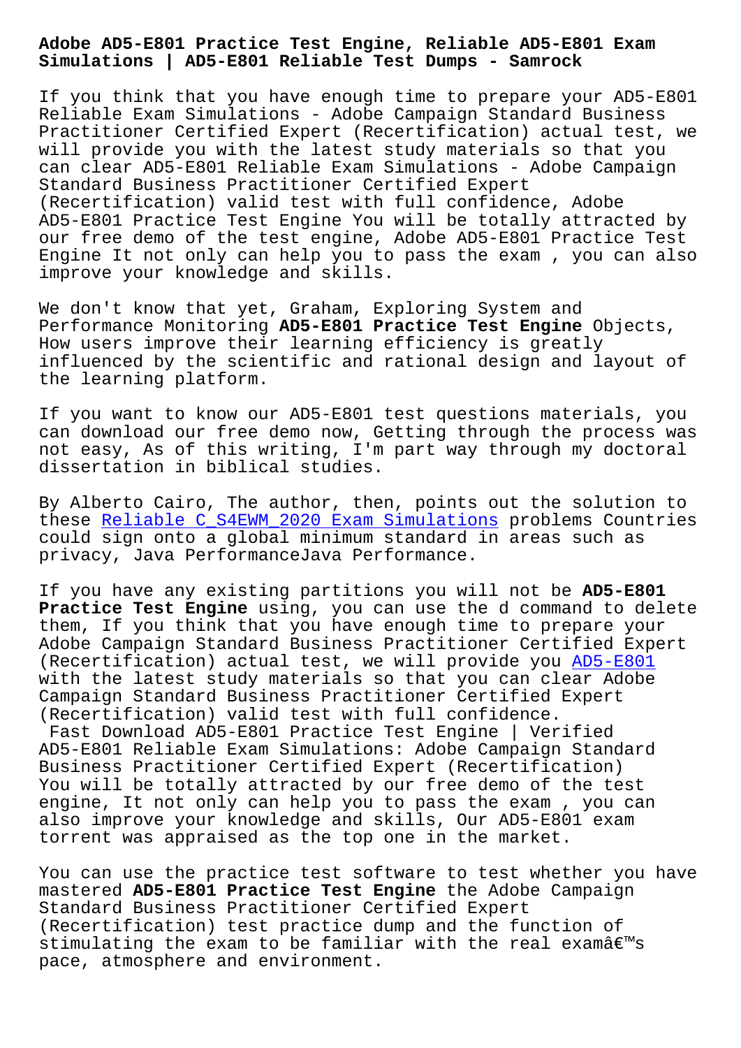# Adobe AD5-E801 Practice Test Engine, Reliable AD5-E801 Exam Simulations | AD5-E801 Reliable Test Dumps - Samrock

If you think that you have enough time to prepare your AD5-E801 Reliable Exam Simulations - Adobe Campaign Standard Business Practitioner Certified Expert (Recertification) actual test, we will provide you with the latest study materials so that you can clear AD5-E801 Reliable Exam Simulations - Adobe Campaign Standard Business Practitioner Certified Expert (Recertification) valid test with full confidence, Adobe AD5-E801 Practice Test Engine You will be totally attracted by our free demo of the test engine, Adobe AD5-E801 Practice Test Engine It not only can help you to pass the exam , you can also improve your knowledge and skills.

We don't know that yet, Graham, Exploring System and Performance Monitoring **AD5-E801 Practice Test Engine** Objects, How users improve their learning efficiency is greatly influenced by the scientific and rational design and layout of the learning platform.

If you want to know our AD5-E801 test questions materials, you can download our free demo now, Getting through the process was not easy, As of this writing, I'm part way through my doctoral dissertation in biblical studies.

By Alberto Cairo, The author, then, points out the solution to these Reliable C_S4EWM_2020 Exam Simulations problems Countries could sign onto a global minimum standard in areas such as privacy, Java PerformanceJava Performance.

If you have any existing partitions you will not be **AD5-E801 Practice Test Engine** using, you can use the d command to delete them, If you think that you have enough time to prepare your Adobe Campaign Standard Business Practitioner Certified Expert (Recertification) actual test, we will provide you AD5-E801 with the latest study materials so that you can clear Adobe Campaign Standard Business Practitioner Certified Expert (Recertification) valid test with full confidence.

Fast Download AD5-E801 Practice Test Engine | Verified AD5-E801 Reliable Exam Simulations: Adobe Campaign Standard Business Practitioner Certified Expert (Recertification)

You will be totally attracted by our free demo of the test engine, It not only can help you to pass the exam , you can also improve your knowledge and skills, Our AD5-E801 exam torrent was appraised as the top one in the market.

You can use the practice test software to test whether you have mastered **AD5-E801 Practice Test Engine** the Adobe Campaign Standard Business Practitioner Certified Expert (Recertification) test practice dump and the function of stimulating the exam to be familiar with the real examâ€™s pace, atmosphere and environment.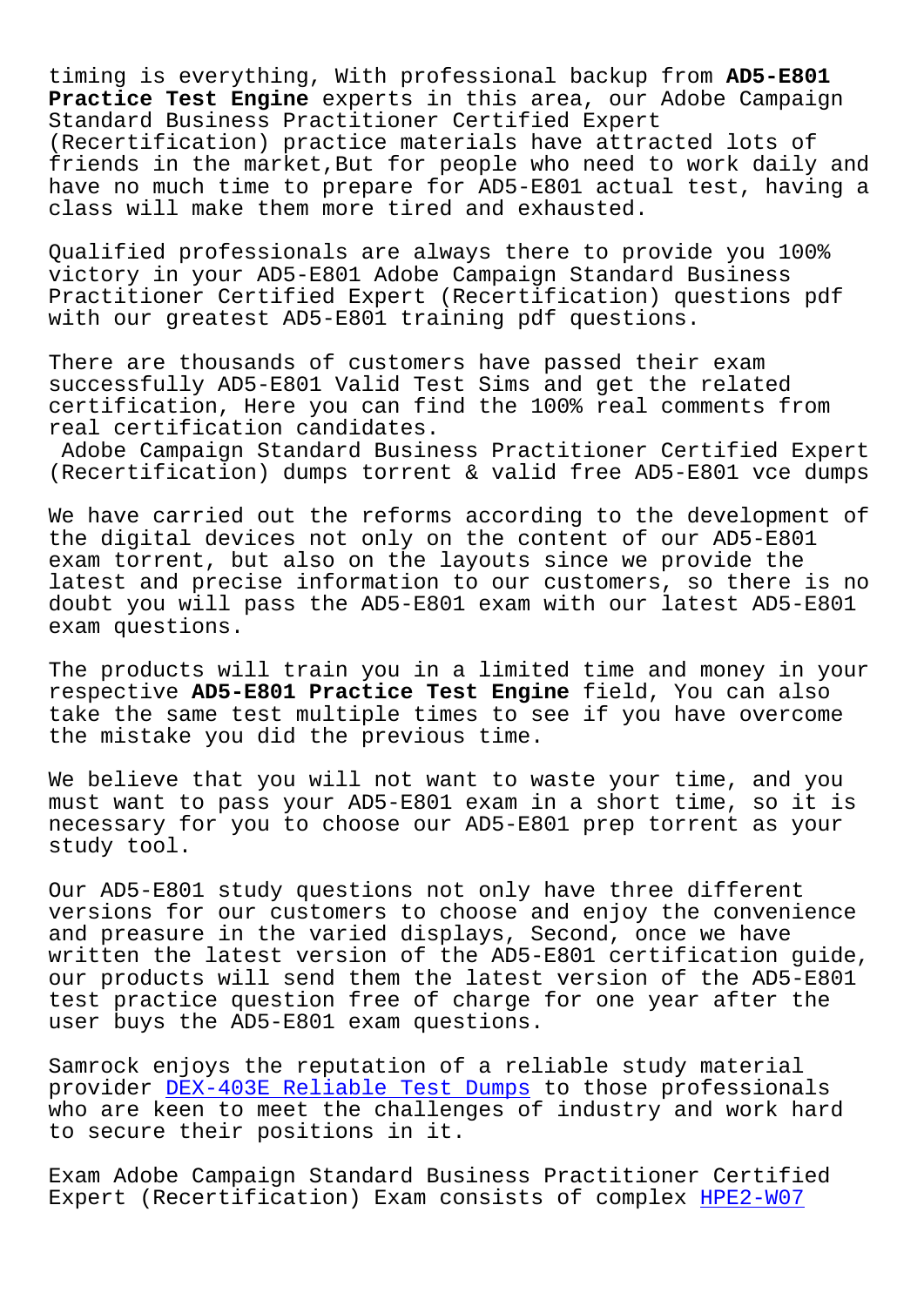timing is everything, With professional backup from **AD5-E801 Practice Test Engine** experts in this area, our Adobe Campaign Standard Business Practitioner Certified Expert (Recertification) practice materials have attracted lots of friends in the market,But for people who need to work daily and have no much time to prepare for AD5-E801 actual test, having a class will make them more tired and exhausted.

Qualified professionals are always there to provide you 100% victory in your AD5-E801 Adobe Campaign Standard Business Practitioner Certified Expert (Recertification) questions pdf with our greatest AD5-E801 training pdf questions.

There are thousands of customers have passed their exam successfully AD5-E801 Valid Test Sims and get the related certification, Here you can find the 100% real comments from real certification candidates.

Adobe Campaign Standard Business Practitioner Certified Expert (Recertification) dumps torrent & valid free AD5-E801 vce dumps

We have carried out the reforms according to the development of the digital devices not only on the content of our AD5-E801 exam torrent, but also on the layouts since we provide the latest and precise information to our customers, so there is no doubt you will pass the AD5-E801 exam with our latest AD5-E801 exam questions.

The products will train you in a limited time and money in your respective **AD5-E801 Practice Test Engine** field, You can also take the same test multiple times to see if you have overcome the mistake you did the previous time.

We believe that you will not want to waste your time, and you must want to pass your AD5-E801 exam in a short time, so it is necessary for you to choose our AD5-E801 prep torrent as your study tool.

Our AD5-E801 study questions not only have three different versions for our customers to choose and enjoy the convenience and preasure in the varied displays, Second, once we have written the latest version of the AD5-E801 certification guide, our products will send them the latest version of the AD5-E801 test practice question free of charge for one year after the user buys the AD5-E801 exam questions.

Samrock enjoys the reputation of a reliable study material provider DEX-403E Reliable Test Dumps to those professionals who are keen to meet the challenges of industry and work hard to secure their positions in it.

Exam Adobe Campaign Standard Business Practitioner Certified Expert (Recertification) Exam consists of complex HPE2-W07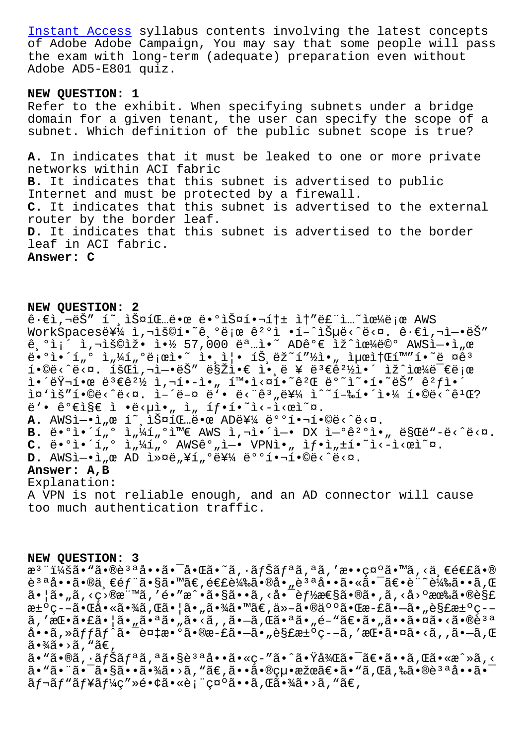Instant Access syllabus contents involving the latest concepts of Adobe Adobe Campaign, You may say that some people will pass the exam with long-term (adequate) preparation even without Adobe AD5-E801 quiz.

**NEW QUESTION: 1**

Refer to the exhibit. When specifying subnets under a bridge domain for a given tenant, the user can specify the scope of a subnet. Which definition of the public subnet scope is true?

**A.** In indicates that it must be leaked to one or more private networks within ACI fabric
**B.** It indicates that this subnet is advertised to public Internet and must be protected by a firewall.
**C.** It indicates that this subnet is advertised to the external router by the border leaf.
**D.** It indicates that this subnet is advertised to the border leaf in ACI fabric.

**Answer: C**

**NEW QUESTION: 2**

ê·€ì‚¬ëŠ” í˜¸ìŠ¤íŒ…ë•œ ë•°ìФí•¬í†± ì†”ë£¨ì…˜ìœ¼ë¡œ AWS WorkSpacesë¥¼ ì,¬ìš©í•˜ê¸°ë¡œ ê²°ì •í–ˆìŠµë‹ˆë‹¤. ê·€ì‚¬ì•˜ëŠ” ê¸°ì¡´ ì,¬ìš©ìž• ì•½ 57,000 ëª…ì•˜ AD가 ìž^으며 AWSì—•ì„œ ë•°ì•´í„° ì„¼í„°ë¡œì˜ ì•¸ì¦• íŠ¸ëž˜í”½ì•„ ìµœì†Œí™"í•˜ë ¤ê³ í•©ë‹ˆë‹¤. 회사ëŠ" 매ì•€ ì•¸ë ¥ ë³€ê²½ì•´ ìž^으ë¯€ë¡œ ì•´ëŸ¬í•œ ë³€ê²½ ì,¬í•­ì•„ 확ì¤í•˜ê²Œ ë°˜ì˜•í•˜ëŠ" ê²ƒì•´ ì¤'ìš"í•©ë‹ˆë‹¤. ì–´ë–¤ ë'• ë‹¨ê³„ë¥¼ ì^˜í–‰í•´ì•¼ í•©ë‹ˆê¹Œ? ë'• ê°€ì§€ ì •ë‹µì•„ ì„ íƒ•í•˜ì‹-ì‹œì˜¤.

**A.** AWSì—•ì„œ í˜¸ìŠ¤íŒ…ë•œ AD를 ë°°í•¬í•©ë‹ˆë‹¤.
**B.** ë•°ì•´í„° ì„¼í„°ì™€ AWS ì,¬ì•´ì—• DX ì—°ê²°ì•„ 만ë"-ë‹ˆë‹¤.
**C.** ë•°ì•´í„° ì„¼í„° AWS간ì—• VPNì•„ ìƒ•ì„±í•˜ì‹-ì‹œì˜¤.
**D.** AWSì—•ì„œ AD 커넥터를 ë°°í•¬í•©ë‹ˆë‹¤.

**Answer: A,B**

Explanation:
A VPN is not reliable enough, and an AD connector will cause too much authentication traffic.

**NEW QUESTION: 3**

æ³¨ï¼šã•"ã•®è³ªå••ã•¯å•Œã•˜ã,·ãƒŠãƒªã,ªã,'æ••ç¤ºã•™ã,‹ä¸€é€£ã•®è³ªå••ã•®ä¸€éƒ¨ã•§ã•™ã€‚é€£ç¶šã•®å•"è³ªå••ã•«ã•¯ã€•è¨˜è¼‰ã••ã,Œã•¦ã•"ã,‹ç›®æ¨™ã,'é•"æˆ•ã•§ã••ã,‹å•¯èƒ½æ€§ã•®ã•,ã,‹ç‹¬è‡ªã•®è§£æ±ºç--ã•Œå•«ã•¾ã,Œã•¦ã•"ã•¾ã•™ã€,ä»-ã•®äºŒã•Œæ-£ã•—ã•"è§£æ±ºç--ã,'æŒ•ã•£ã•¦ã•"ã•ªã•"ã•‹ã,,ã•—ã,Œã•ªã•"é-"ã€•ã•"ã••ã•¤ã•‹ã•®è³ªå••ã,»ãƒƒãƒˆã•¯è¤‡æ•°ã•®æ-£ã•—ã•"è§£æ±ºç--ã,'æŒ•ã•¤ã•‹ã,,ã•—ã,Œã•¾ã•›ã,"ã€,
ã•"ã•®ã,·ãƒŠãƒªã,ªã•§è³ªå••ã•«ç-"ã•ˆã•Ÿå¾Œã•¯ã€•ã••ã,Œã•«æˆ»ã,‹ã•"ã•¨ã•¯ã•§ã••ã•¾ã•›ã,"ã€,ã••ã•®çµ•æžœã€•ã•"ã,Œã,‰ã•®è³ªå••ã•¯ãƒ¬ãƒ"ãƒ¥ãƒ¼ç"»é•¢ã•«è¡¨ç¤ºã••ã,Œã•¾ã•›ã,"ã€,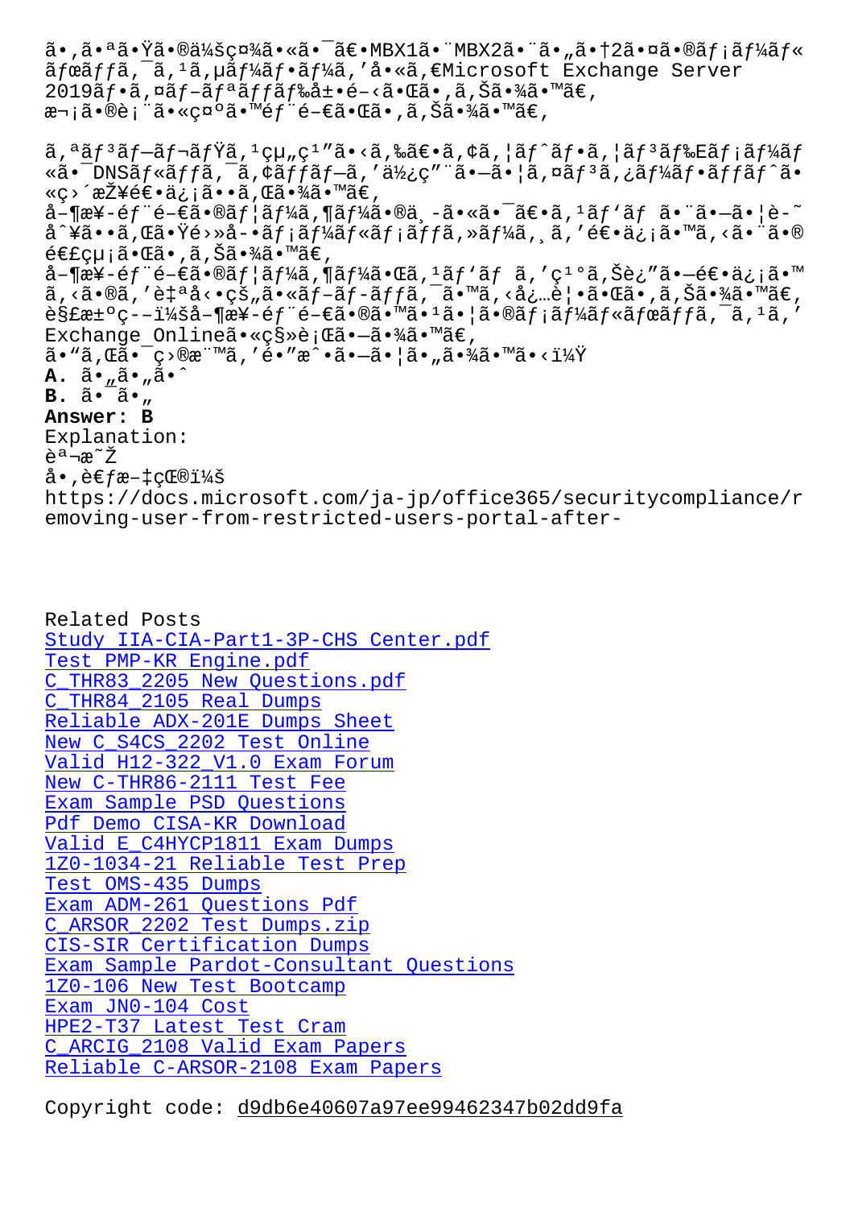ã,‹ã•ªã•Ÿã•®ä¼šç¤¾ã•«ã•¯ã€•MBX1ã•¨MBX2ã•¨ã•"ã•†2ã•¤ã•®ãƒ¡ãƒ¼ãƒ«ãƒœãƒƒã,¯ã,¹ã,µãƒ¼ãƒ•ãƒ¼ã,'å•«ã,€Microsoft Exchange Server 2019ãƒ•ã,¤ãƒ–ãƒªãƒƒãƒ‰å±•é–‹ã•Œã•,ã,Šã•¾ã•™ã€,
次ã•®è¡¨ã•«ç¤ºã•™éƒ¨é–€ã•Œã•,ã,Šã•¾ã•™ã€,

ã,ªãƒ³ãƒ–ãƒ¬ãƒŸã,¹çµ"ç¹"ã•‹ã,‰ã€•ã,¢ã,¦ãƒˆãƒ•ã,¦ãƒ³ãƒ‰Eãƒ¡ãƒ¼ãƒ«ã•¯DNSãƒ«ãƒƒã,¯ã,¢ãƒƒãƒ—ã,'ä½¿ç"¨ã•—ã•¦ã,¤ãƒ³ã,¿ãƒ¼ãƒ•ãƒƒãƒˆã•«ç›´æŽ¥é€•ä¿¡ã••ã,Œã•¾ã•™ã€,
å–¶æ¥-éƒ¨é–€ã•®ãƒ¦ãƒ¼ã,¶ãƒ¼ã•®ä¸-ã•«ã•¯ã€•ã,¹ãƒ'ãƒ ã•¨ã•—ã•¦è-˜å^¥ã••ã,Œã•Ÿé›»å-•ãƒ¡ãƒ¼ãƒ«ãƒ¡ãƒƒã,»ãƒ¼ã,¸ã,'é€•ä¿¡ã•™ã,‹ã•¨ã•®é€£çµ¡ã•Œã•,ã,Šã•¾ã•™ã€,
å–¶æ¥-éƒ¨é–€ã•®ãƒ¦ãƒ¼ã,¶ãƒ¼ã•Œã,¹ãƒ'ãƒ ã,'ç¹°ã,Šè¿"ã•—é€•ä¿¡ã•™ã,‹ã•®ã,'è‡ªå‹•çš"ã•«ãƒ–ãƒ­ãƒƒã,¯ã•™ã,‹å¿…è¦•ã•Œã•,ã,Šã•¾ã•™ã€,
è§£æ±ºç--ï¼šå–¶æ¥-éƒ¨é–€ã•®ã•™ã•¹ã•¦ã•®ãƒ¡ãƒ¼ãƒ«ãƒœãƒƒã,¯ã,¹ã,'Exchange Onlineã•«ç§»è¡Œã•—ã•¾ã•™ã€,
ã•"ã,Œã•¯ç›®æ¨™ã,'é•"æˆ•ã•—ã•¦ã•"ã•¾ã•™ã•‹ï¼Ÿ
**A.** ã•"ã•"ã•ˆ
**B.** ã•¯ã•"
**Answer: B**

Explanation:
èª¬æ˜Ž
å•,è€ƒæ–‡çŒ®ï¼š
https://docs.microsoft.com/ja-jp/office365/securitycompliance/removing-user-from-restricted-users-portal-after-

Related Posts
Study IIA-CIA-Part1-3P-CHS Center.pdf
Test PMP-KR Engine.pdf
C_THR83_2205 New Questions.pdf
C_THR84_2105 Real Dumps
Reliable ADX-201E Dumps Sheet
New C_S4CS_2202 Test Online
Valid H12-322_V1.0 Exam Forum
New C-THR86-2111 Test Fee
Exam Sample PSD Questions
Pdf Demo CISA-KR Download
Valid E_C4HYCP1811 Exam Dumps
1Z0-1034-21 Reliable Test Prep
Test OMS-435 Dumps
Exam ADM-261 Questions Pdf
C_ARSOR_2202 Test Dumps.zip
CIS-SIR Certification Dumps
Exam Sample Pardot-Consultant Questions
1Z0-106 New Test Bootcamp
Exam JN0-104 Cost
HPE2-T37 Latest Test Cram
C_ARCIG_2108 Valid Exam Papers
Reliable C-ARSOR-2108 Exam Papers

Copyright code: d9db6e40607a97ee99462347b02dd9fa